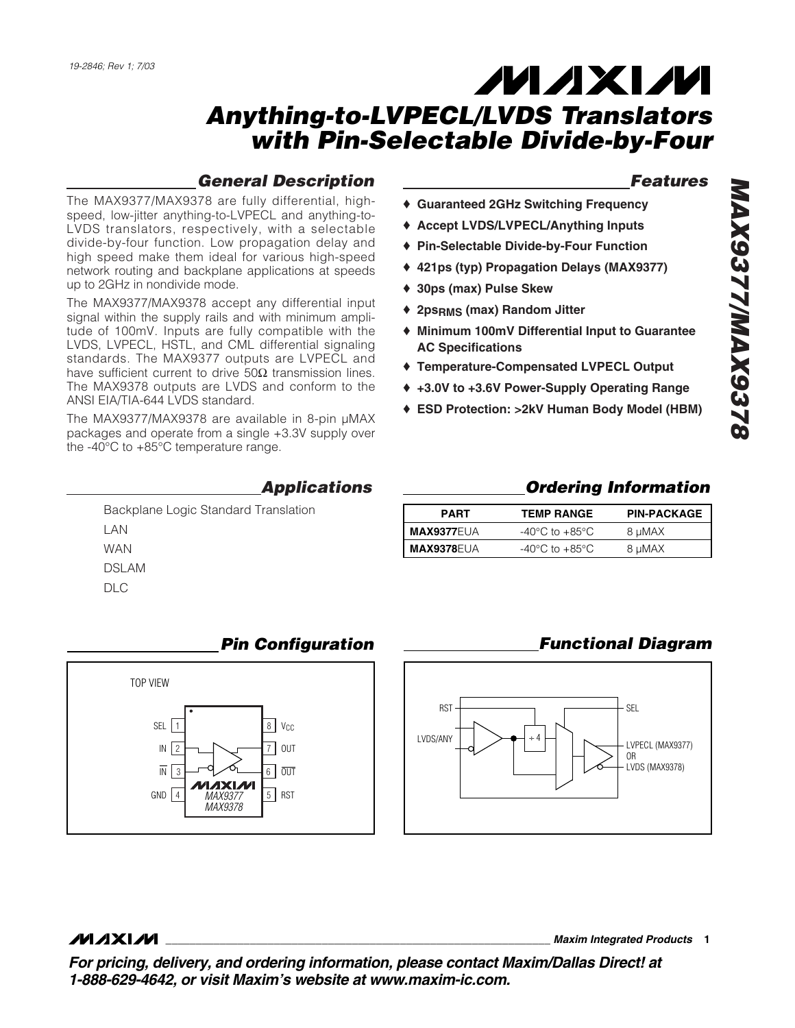19-2846; Rev 1; 7/03

# Anything-to-LVPECL/LVDS Translators with Pin-Selectable Divide-by-Four

# MAX9377/MAX9378

## General Description

The MAX9377/MAX9378 are fully differential, high-speed, low-jitter anything-to-LVPECL and anything-to-LVDS translators, respectively, with a selectable divide-by-four function. Low propagation delay and high speed make them ideal for various high-speed network routing and backplane applications at speeds up to 2GHz in nondivide mode.

The MAX9377/MAX9378 accept any differential input signal within the supply rails and with minimum amplitude of 100mV. Inputs are fully compatible with the LVDS, LVPECL, HSTL, and CML differential signaling standards. The MAX9377 outputs are LVPECL and have sufficient current to drive 50Ω transmission lines. The MAX9378 outputs are LVDS and conform to the ANSI EIA/TIA-644 LVDS standard.

The MAX9377/MAX9378 are available in 8-pin µMAX packages and operate from a single +3.3V supply over the -40°C to +85°C temperature range.

## Features

- ♦ Guaranteed 2GHz Switching Frequency
- ♦ Accept LVDS/LVPECL/Anything Inputs
- ♦ Pin-Selectable Divide-by-Four Function
- ♦ 421ps (typ) Propagation Delays (MAX9377)
- ♦ 30ps (max) Pulse Skew
- ♦ $2ps_{RMS}$ (max) Random Jitter
- ♦ Minimum 100mV Differential Input to Guarantee AC Specifications
- ♦ Temperature-Compensated LVPECL Output
- ♦ +3.0V to +3.6V Power-Supply Operating Range
- ♦ ESD Protection: >2kV Human Body Model (HBM)

## Applications

Backplane Logic Standard Translation

LAN

WAN

DSLAM

DLC

## Ordering Information

| PART | TEMP RANGE | PIN-PACKAGE |
|---|---|---|
| **MAX9377**EUA | -40°C to +85°C | 8 µMAX |
| **MAX9378**EUA | -40°C to +85°C | 8 µMAX |

## Pin Configuration

TOP VIEW

| Pin | Name | Pin | Name |
|---|---|---|---|
| 1 | SEL | 8 | $V_{CC}$ |
| 2 | IN | 7 | OUT |
| 3 | $\overline{IN}$ | 6 | $\overline{OUT}$ |
| 4 | GND | 5 | RST |

MAX9377/MAX9378

## Functional Diagram

RST, LVDS/ANY, ÷ 4, SEL, LVPECL (MAX9377) OR LVDS (MAX9378)

**Maxim Integrated Products**

*For pricing, delivery, and ordering information, please contact Maxim/Dallas Direct! at 1-888-629-4642, or visit Maxim's website at www.maxim-ic.com.*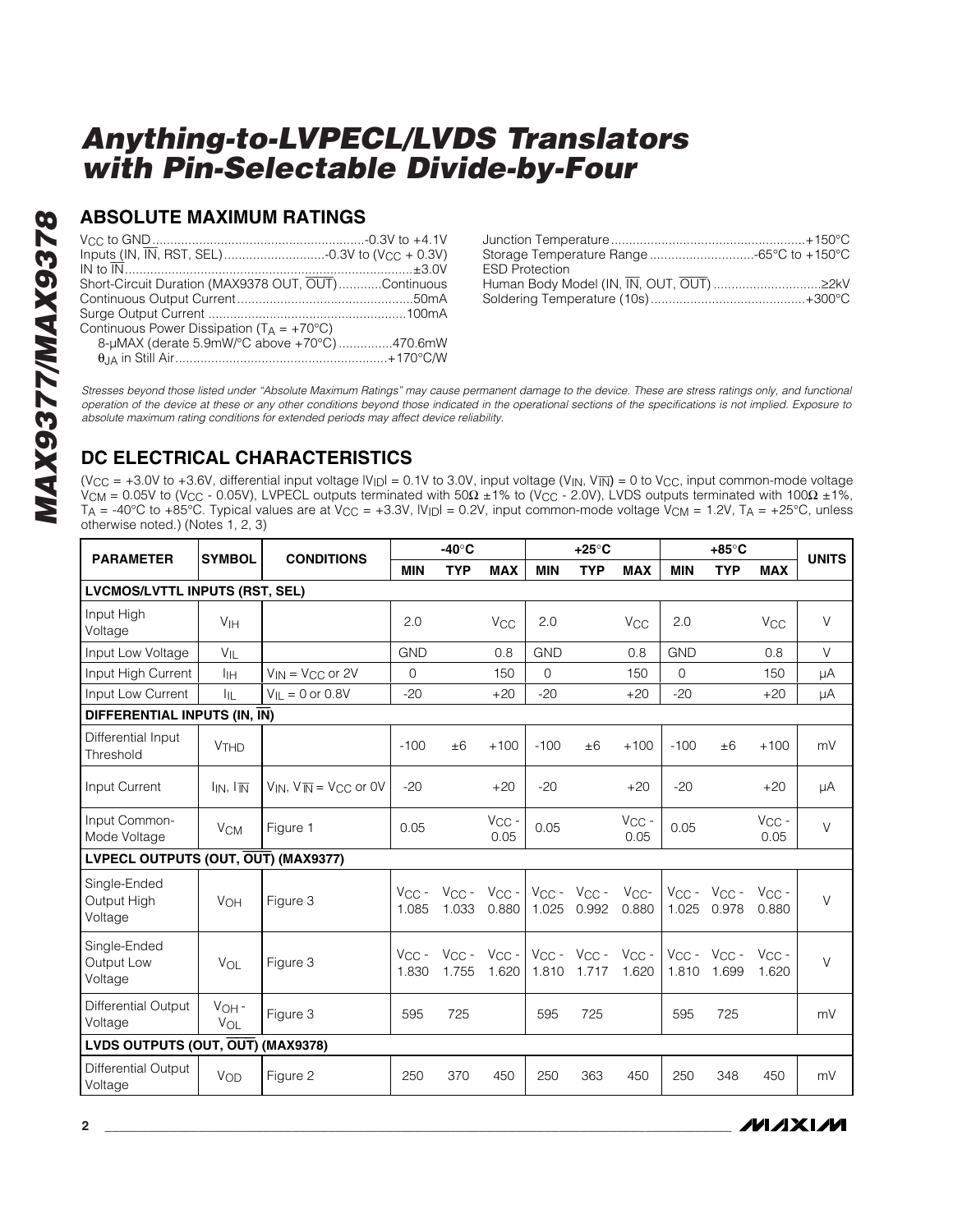# Anything-to-LVPECL/LVDS Translators with Pin-Selectable Divide-by-Four

## ABSOLUTE MAXIMUM RATINGS

$V_{CC}$ to GND ..........................................................-0.3V to +4.1V
Inputs (IN, $\overline{IN}$, RST, SEL)...........................-0.3V to ($V_{CC}$ + 0.3V)
IN to $\overline{IN}$ ...............................................................................±3.0V
Short-Circuit Duration (MAX9378 OUT, $\overline{OUT}$)............Continuous
Continuous Output Current................................................50mA
Surge Output Current .......................................................100mA
Continuous Power Dissipation ($T_A$ = +70°C)
8-µMAX (derate 5.9mW/°C above +70°C) ..............470.6mW
$\theta_{JA}$ in Still Air..........................................................+170°C/W

Junction Temperature......................................................+150°C
Storage Temperature Range ............................-65°C to +150°C
ESD Protection
Human Body Model (IN, $\overline{IN}$, OUT, $\overline{OUT}$) .............................≥2kV
Soldering Temperature (10s)...........................................+300°C

*Stresses beyond those listed under "Absolute Maximum Ratings" may cause permanent damage to the device. These are stress ratings only, and functional operation of the device at these or any other conditions beyond those indicated in the operational sections of the specifications is not implied. Exposure to absolute maximum rating conditions for extended periods may affect device reliability.*

## DC ELECTRICAL CHARACTERISTICS

($V_{CC}$ = +3.0V to +3.6V, differential input voltage $|V_{ID}|$ = 0.1V to 3.0V, input voltage ($V_{IN}$, $V_{\overline{IN}}$) = 0 to $V_{CC}$, input common-mode voltage $V_{CM}$ = 0.05V to ($V_{CC}$ - 0.05V), LVPECL outputs terminated with 50Ω ±1% to ($V_{CC}$ - 2.0V), LVDS outputs terminated with 100Ω ±1%, $T_A$ = -40°C to +85°C. Typical values are at $V_{CC}$ = +3.3V, $|V_{ID}|$ = 0.2V, input common-mode voltage $V_{CM}$ = 1.2V, $T_A$ = +25°C, unless otherwise noted.) (Notes 1, 2, 3)

| PARAMETER | SYMBOL | CONDITIONS | -40°C | | | +25°C | | | +85°C | | | UNITS |
|---|---|---|---|---|---|---|---|---|---|---|---|---|
| | | | MIN | TYP | MAX | MIN | TYP | MAX | MIN | TYP | MAX | |
| **LVCMOS/LVTTL INPUTS (RST, SEL)** | | | | | | | | | | | | |
| Input High Voltage | $V_{IH}$ | | 2.0 | | $V_{CC}$ | 2.0 | | $V_{CC}$ | 2.0 | | $V_{CC}$ | V |
| Input Low Voltage | $V_{IL}$ | | GND | | 0.8 | GND | | 0.8 | GND | | 0.8 | V |
| Input High Current | $I_{IH}$ | $V_{IN}$ = $V_{CC}$ or 2V | 0 | | 150 | 0 | | 150 | 0 | | 150 | µA |
| Input Low Current | $I_{IL}$ | $V_{IL}$ = 0 or 0.8V | -20 | | +20 | -20 | | +20 | -20 | | +20 | µA |
| **DIFFERENTIAL INPUTS (IN, $\overline{IN}$)** | | | | | | | | | | | | |
| Differential Input Threshold | $V_{THD}$ | | -100 | ±6 | +100 | -100 | ±6 | +100 | -100 | ±6 | +100 | mV |
| Input Current | $I_{IN}$, $I_{\overline{IN}}$ | $V_{IN}$, $V_{\overline{IN}}$ = $V_{CC}$ or 0V | -20 | | +20 | -20 | | +20 | -20 | | +20 | µA |
| Input Common-Mode Voltage | $V_{CM}$ | Figure 1 | 0.05 | | $V_{CC}$ - 0.05 | 0.05 | | $V_{CC}$ - 0.05 | 0.05 | | $V_{CC}$ - 0.05 | V |
| **LVPECL OUTPUTS (OUT, $\overline{OUT}$) (MAX9377)** | | | | | | | | | | | | |
| Single-Ended Output High Voltage | $V_{OH}$ | Figure 3 | $V_{CC}$ - 1.085 | $V_{CC}$ - 1.033 | $V_{CC}$ - 0.880 | $V_{CC}$ - 1.025 | $V_{CC}$ - 0.992 | $V_{CC}$- 0.880 | $V_{CC}$ - 1.025 | $V_{CC}$ - 0.978 | $V_{CC}$ - 0.880 | V |
| Single-Ended Output Low Voltage | $V_{OL}$ | Figure 3 | $V_{CC}$ - 1.830 | $V_{CC}$ - 1.755 | $V_{CC}$ - 1.620 | $V_{CC}$ - 1.810 | $V_{CC}$ - 1.717 | $V_{CC}$ - 1.620 | $V_{CC}$ - 1.810 | $V_{CC}$ - 1.699 | $V_{CC}$ - 1.620 | V |
| Differential Output Voltage | $V_{OH}$ - $V_{OL}$ | Figure 3 | 595 | 725 | | 595 | 725 | | 595 | 725 | | mV |
| **LVDS OUTPUTS (OUT, $\overline{OUT}$) (MAX9378)** | | | | | | | | | | | | |
| Differential Output Voltage | $V_{OD}$ | Figure 2 | 250 | 370 | 450 | 250 | 363 | 450 | 250 | 348 | 450 | mV |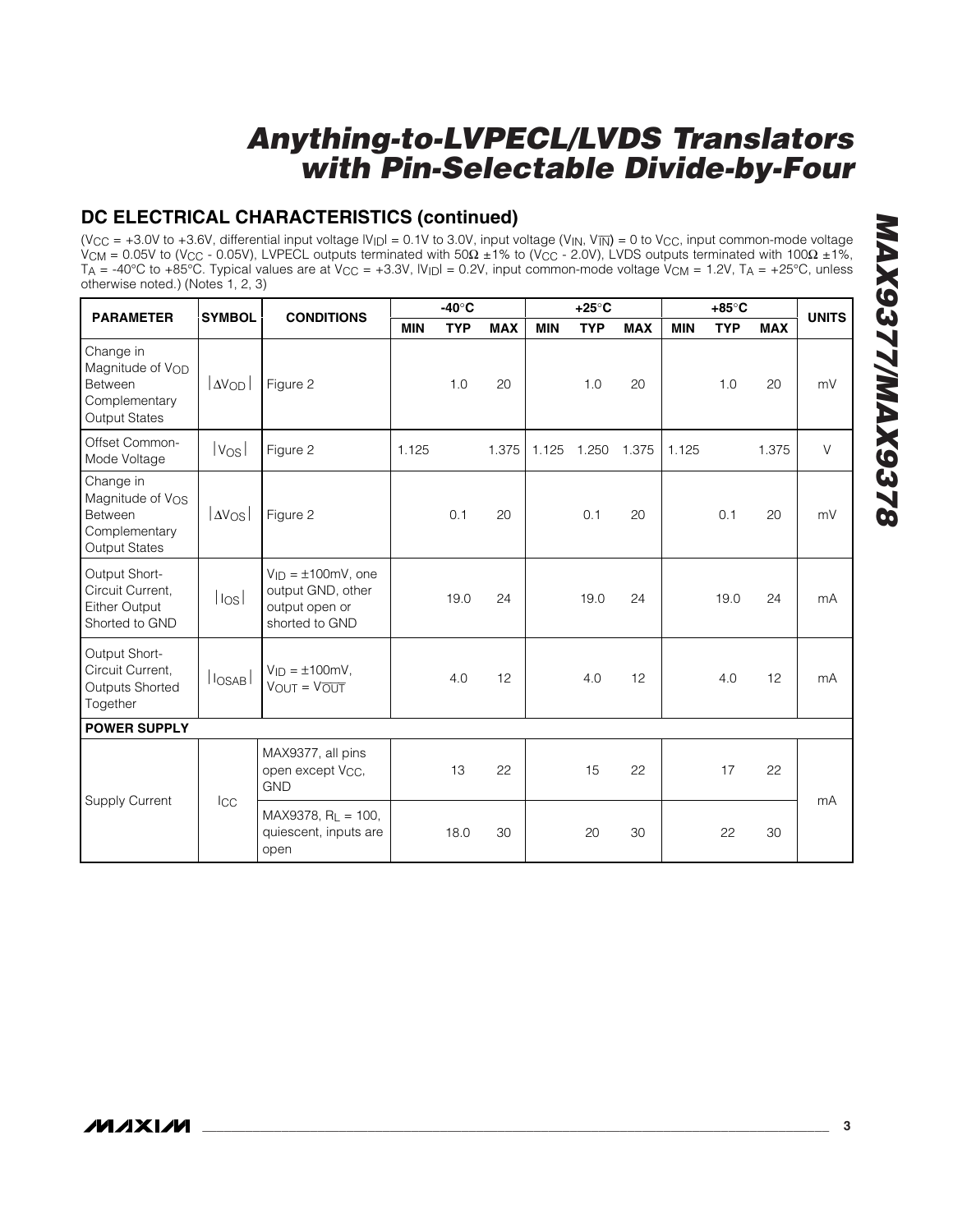## DC ELECTRICAL CHARACTERISTICS (continued)

($V_{CC}$ = +3.0V to +3.6V, differential input voltage $|V_{ID}|$ = 0.1V to 3.0V, input voltage ($V_{IN}$, $V_{\overline{IN}}$) = 0 to $V_{CC}$, input common-mode voltage $V_{CM}$ = 0.05V to ($V_{CC}$ - 0.05V), LVPECL outputs terminated with 50Ω ±1% to ($V_{CC}$ - 2.0V), LVDS outputs terminated with 100Ω ±1%, $T_A$ = -40°C to +85°C. Typical values are at $V_{CC}$ = +3.3V, $|V_{ID}|$ = 0.2V, input common-mode voltage $V_{CM}$ = 1.2V, $T_A$ = +25°C, unless otherwise noted.) (Notes 1, 2, 3)

| PARAMETER | SYMBOL | CONDITIONS | -40°C | | | +25°C | | | +85°C | | | UNITS |
|---|---|---|---|---|---|---|---|---|---|---|---|---|
| | | | MIN | TYP | MAX | MIN | TYP | MAX | MIN | TYP | MAX | |
| Change in Magnitude of $V_{OD}$ Between Complementary Output States | $\|\Delta V_{OD}\|$ | Figure 2 | | 1.0 | 20 | | 1.0 | 20 | | 1.0 | 20 | mV |
| Offset Common-Mode Voltage | $\|V_{OS}\|$ | Figure 2 | 1.125 | | 1.375 | 1.125 | 1.250 | 1.375 | 1.125 | | 1.375 | V |
| Change in Magnitude of $V_{OS}$ Between Complementary Output States | $\|\Delta V_{OS}\|$ | Figure 2 | | 0.1 | 20 | | 0.1 | 20 | | 0.1 | 20 | mV |
| Output Short-Circuit Current, Either Output Shorted to GND | $\|I_{OS}\|$ | $V_{ID}$ = ±100mV, one output GND, other output open or shorted to GND | | 19.0 | 24 | | 19.0 | 24 | | 19.0 | 24 | mA |
| Output Short-Circuit Current, Outputs Shorted Together | $\|I_{OSAB}\|$ | $V_{ID}$ = ±100mV, $V_{OUT} = V_{\overline{OUT}}$ | | 4.0 | 12 | | 4.0 | 12 | | 4.0 | 12 | mA |
| **POWER SUPPLY** | | | | | | | | | | | | |
| Supply Current | $I_{CC}$ | MAX9377, all pins open except $V_{CC}$, GND | | 13 | 22 | | 15 | 22 | | 17 | 22 | mA |
| | | MAX9378, $R_L$ = 100, quiescent, inputs are open | | 18.0 | 30 | | 20 | 30 | | 22 | 30 | |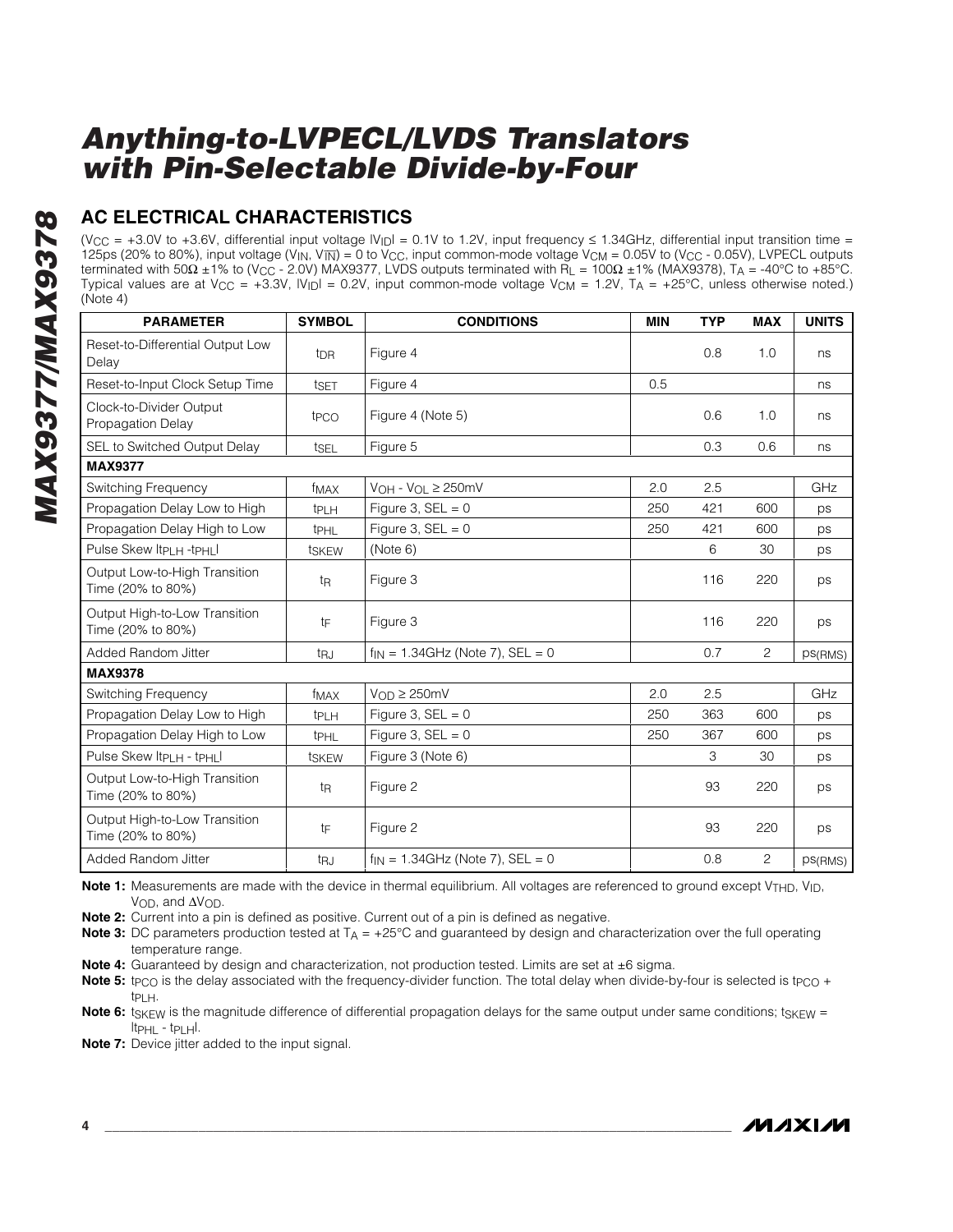## AC ELECTRICAL CHARACTERISTICS

($V_{CC}$ = +3.0V to +3.6V, differential input voltage $|V_{ID}|$ = 0.1V to 1.2V, input frequency ≤ 1.34GHz, differential input transition time = 125ps (20% to 80%), input voltage ($V_{IN}$, $V_{\overline{IN}}$) = 0 to $V_{CC}$, input common-mode voltage $V_{CM}$ = 0.05V to ($V_{CC}$ - 0.05V), LVPECL outputs terminated with 50Ω ±1% to ($V_{CC}$ - 2.0V) MAX9377, LVDS outputs terminated with $R_L$ = 100Ω ±1% (MAX9378), $T_A$ = -40°C to +85°C. Typical values are at $V_{CC}$ = +3.3V, $|V_{ID}|$ = 0.2V, input common-mode voltage $V_{CM}$ = 1.2V, $T_A$ = +25°C, unless otherwise noted.) (Note 4)

| PARAMETER | SYMBOL | CONDITIONS | MIN | TYP | MAX | UNITS |
|---|---|---|---|---|---|---|
| Reset-to-Differential Output Low Delay | $t_{DR}$ | Figure 4 | | 0.8 | 1.0 | ns |
| Reset-to-Input Clock Setup Time | $t_{SET}$ | Figure 4 | 0.5 | | | ns |
| Clock-to-Divider Output Propagation Delay | $t_{PCO}$ | Figure 4 (Note 5) | | 0.6 | 1.0 | ns |
| SEL to Switched Output Delay | $t_{SEL}$ | Figure 5 | | 0.3 | 0.6 | ns |
| **MAX9377** | | | | | | |
| Switching Frequency | $f_{MAX}$ | $V_{OH}$ - $V_{OL}$ ≥ 250mV | 2.0 | 2.5 | | GHz |
| Propagation Delay Low to High | $t_{PLH}$ | Figure 3, SEL = 0 | 250 | 421 | 600 | ps |
| Propagation Delay High to Low | $t_{PHL}$ | Figure 3, SEL = 0 | 250 | 421 | 600 | ps |
| Pulse Skew $\|t_{PLH} - t_{PHL}\|$ | $t_{SKEW}$ | (Note 6) | | 6 | 30 | ps |
| Output Low-to-High Transition Time (20% to 80%) | $t_R$ | Figure 3 | | 116 | 220 | ps |
| Output High-to-Low Transition Time (20% to 80%) | $t_F$ | Figure 3 | | 116 | 220 | ps |
| Added Random Jitter | $t_{RJ}$ | $f_{IN}$ = 1.34GHz (Note 7), SEL = 0 | | 0.7 | 2 | ps(RMS) |
| **MAX9378** | | | | | | |
| Switching Frequency | $f_{MAX}$ | $V_{OD}$ ≥ 250mV | 2.0 | 2.5 | | GHz |
| Propagation Delay Low to High | $t_{PLH}$ | Figure 3, SEL = 0 | 250 | 363 | 600 | ps |
| Propagation Delay High to Low | $t_{PHL}$ | Figure 3, SEL = 0 | 250 | 367 | 600 | ps |
| Pulse Skew $\|t_{PLH} - t_{PHL}\|$ | $t_{SKEW}$ | Figure 3 (Note 6) | | 3 | 30 | ps |
| Output Low-to-High Transition Time (20% to 80%) | $t_R$ | Figure 2 | | 93 | 220 | ps |
| Output High-to-Low Transition Time (20% to 80%) | $t_F$ | Figure 2 | | 93 | 220 | ps |
| Added Random Jitter | $t_{RJ}$ | $f_{IN}$ = 1.34GHz (Note 7), SEL = 0 | | 0.8 | 2 | ps(RMS) |

**Note 1:** Measurements are made with the device in thermal equilibrium. All voltages are referenced to ground except $V_{THD}$, $V_{ID}$, $V_{OD}$, and $\Delta V_{OD}$.

**Note 2:** Current into a pin is defined as positive. Current out of a pin is defined as negative.

**Note 3:** DC parameters production tested at $T_A$ = +25°C and guaranteed by design and characterization over the full operating temperature range.

**Note 4:** Guaranteed by design and characterization, not production tested. Limits are set at ±6 sigma.

**Note 5:** $t_{PCO}$ is the delay associated with the frequency-divider function. The total delay when divide-by-four is selected is $t_{PCO}$ + $t_{PLH}$.

**Note 6:** $t_{SKEW}$ is the magnitude difference of differential propagation delays for the same output under same conditions; $t_{SKEW}$ = $|t_{PHL} - t_{PLH}|$.

**Note 7:** Device jitter added to the input signal.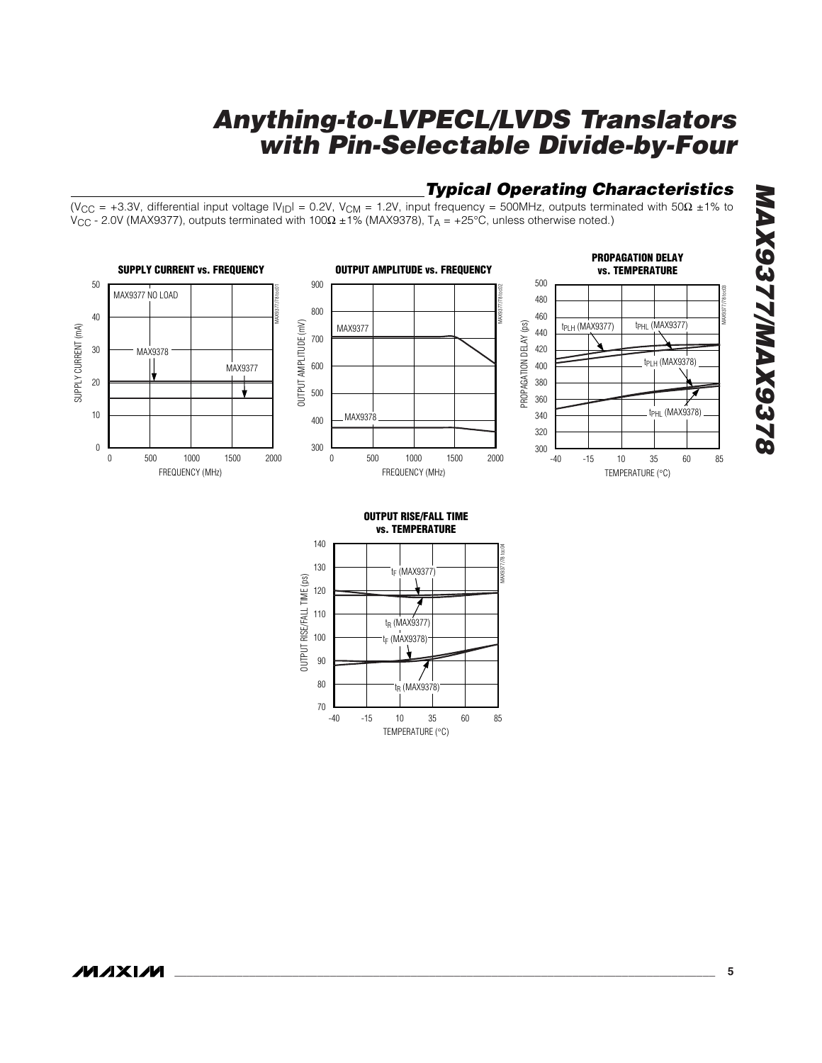## Typical Operating Characteristics

($V_{CC}$ = +3.3V, differential input voltage $|V_{ID}|$ = 0.2V, $V_{CM}$ = 1.2V, input frequency = 500MHz, outputs terminated with 50Ω ±1% to $V_{CC}$ - 2.0V (MAX9377), outputs terminated with 100Ω ±1% (MAX9378), $T_A$ = +25°C, unless otherwise noted.)

**SUPPLY CURRENT vs. FREQUENCY**

**OUTPUT AMPLITUDE vs. FREQUENCY**

**PROPAGATION DELAY vs. TEMPERATURE**

**OUTPUT RISE/FALL TIME vs. TEMPERATURE**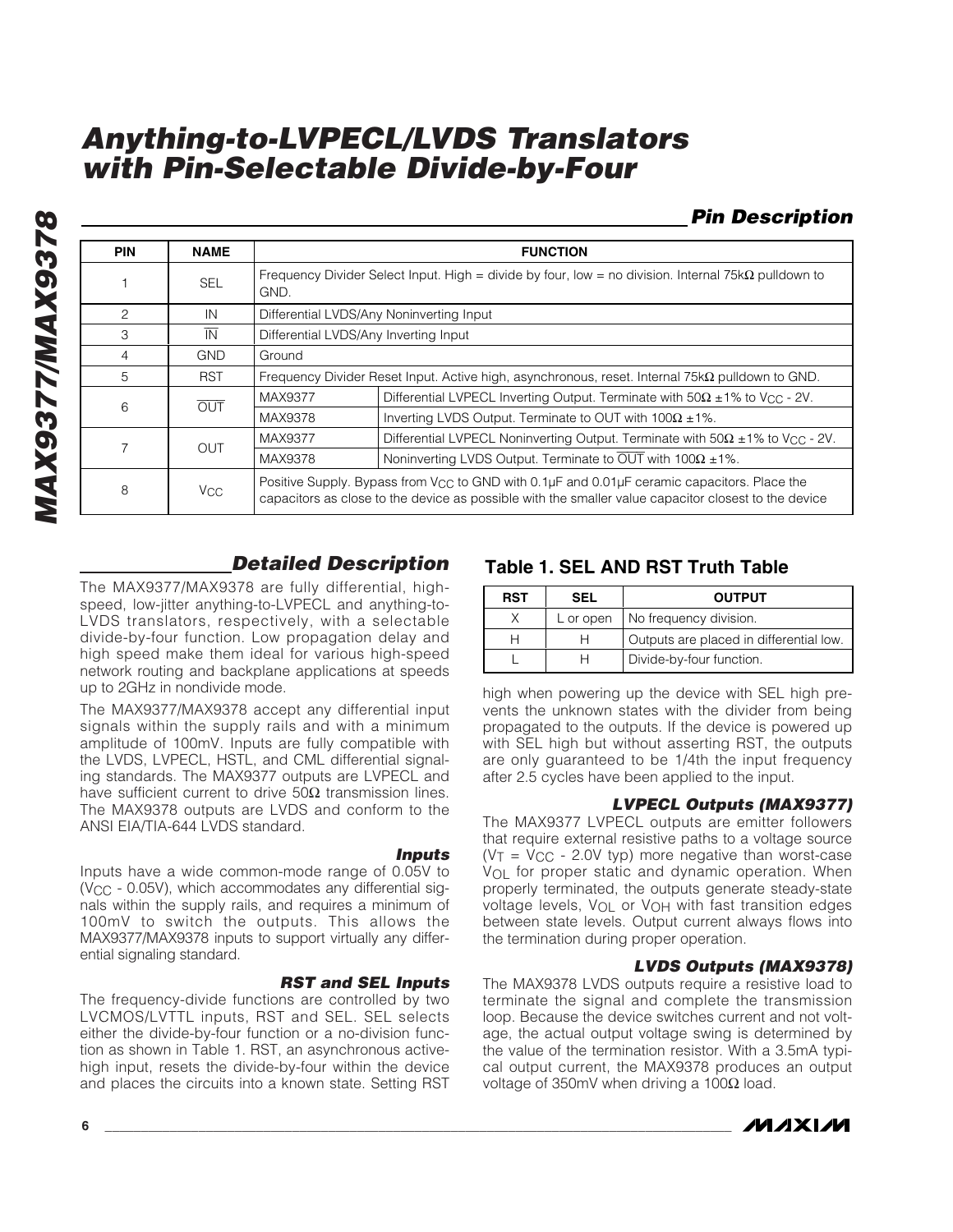# Anything-to-LVPECL/LVDS Translators with Pin-Selectable Divide-by-Four

## Pin Description

| PIN | NAME | FUNCTION | |
|---|---|---|---|
| 1 | SEL | Frequency Divider Select Input. High = divide by four, low = no division. Internal 75kΩ pulldown to GND. | |
| 2 | IN | Differential LVDS/Any Noninverting Input | |
| 3 | $\overline{IN}$ | Differential LVDS/Any Inverting Input | |
| 4 | GND | Ground | |
| 5 | RST | Frequency Divider Reset Input. Active high, asynchronous, reset. Internal 75kΩ pulldown to GND. | |
| 6 | $\overline{OUT}$ | MAX9377 | Differential LVPECL Inverting Output. Terminate with 50Ω ±1% to $V_{CC}$ - 2V. |
| | | MAX9378 | Inverting LVDS Output. Terminate to OUT with 100Ω ±1%. |
| 7 | OUT | MAX9377 | Differential LVPECL Noninverting Output. Terminate with 50Ω ±1% to $V_{CC}$ - 2V. |
| | | MAX9378 | Noninverting LVDS Output. Terminate to $\overline{OUT}$ with 100Ω ±1%. |
| 8 | $V_{CC}$ | Positive Supply. Bypass from $V_{CC}$ to GND with 0.1µF and 0.01µF ceramic capacitors. Place the capacitors as close to the device as possible with the smaller value capacitor closest to the device | |

## Detailed Description

The MAX9377/MAX9378 are fully differential, high-speed, low-jitter anything-to-LVPECL and anything-to-LVDS translators, respectively, with a selectable divide-by-four function. Low propagation delay and high speed make them ideal for various high-speed network routing and backplane applications at speeds up to 2GHz in nondivide mode.

The MAX9377/MAX9378 accept any differential input signals within the supply rails and with a minimum amplitude of 100mV. Inputs are fully compatible with the LVDS, LVPECL, HSTL, and CML differential signaling standards. The MAX9377 outputs are LVPECL and have sufficient current to drive 50Ω transmission lines. The MAX9378 outputs are LVDS and conform to the ANSI EIA/TIA-644 LVDS standard.

### Inputs

Inputs have a wide common-mode range of 0.05V to ($V_{CC}$ - 0.05V), which accommodates any differential signals within the supply rails, and requires a minimum of 100mV to switch the outputs. This allows the MAX9377/MAX9378 inputs to support virtually any differential signaling standard.

### RST and SEL Inputs

The frequency-divide functions are controlled by two LVCMOS/LVTTL inputs, RST and SEL. SEL selects either the divide-by-four function or a no-division function as shown in Table 1. RST, an asynchronous active-high input, resets the divide-by-four within the device and places the circuits into a known state. Setting RST high when powering up the device with SEL high prevents the unknown states with the divider from being propagated to the outputs. If the device is powered up with SEL high but without asserting RST, the outputs are only guaranteed to be 1/4th the input frequency after 2.5 cycles have been applied to the input.

**Table 1. SEL AND RST Truth Table**

| RST | SEL | OUTPUT |
|---|---|---|
| X | L or open | No frequency division. |
| H | H | Outputs are placed in differential low. |
| L | H | Divide-by-four function. |

### LVPECL Outputs (MAX9377)

The MAX9377 LVPECL outputs are emitter followers that require external resistive paths to a voltage source ($V_T$ = $V_{CC}$ - 2.0V typ) more negative than worst-case $V_{OL}$ for proper static and dynamic operation. When properly terminated, the outputs generate steady-state voltage levels, $V_{OL}$ or $V_{OH}$ with fast transition edges between state levels. Output current always flows into the termination during proper operation.

### LVDS Outputs (MAX9378)

The MAX9378 LVDS outputs require a resistive load to terminate the signal and complete the transmission loop. Because the device switches current and not voltage, the actual output voltage swing is determined by the value of the termination resistor. With a 3.5mA typical output current, the MAX9378 produces an output voltage of 350mV when driving a 100Ω load.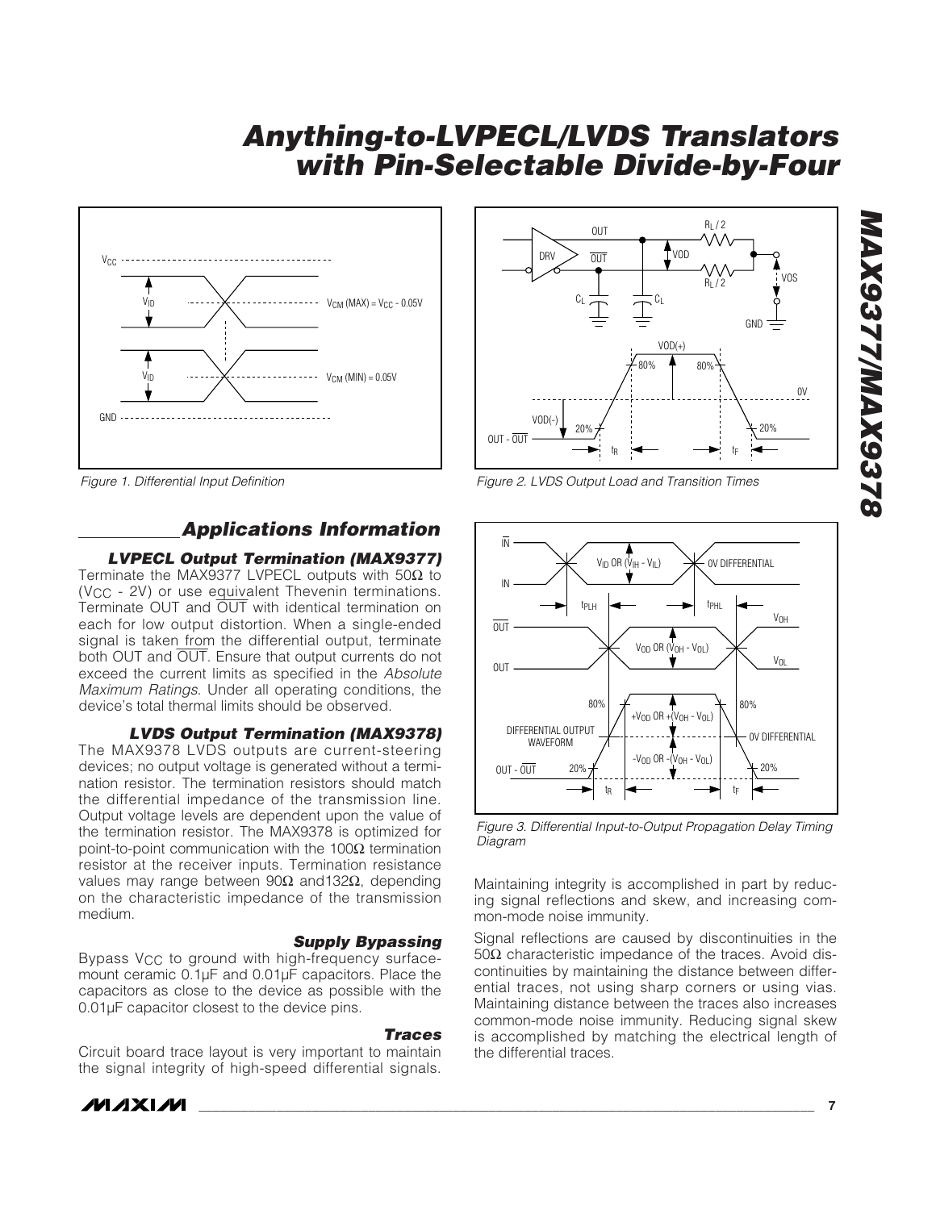Figure 1. Differential Input Definition

Figure 2. LVDS Output Load and Transition Times

Figure 3. Differential Input-to-Output Propagation Delay Timing Diagram

## Applications Information

### LVPECL Output Termination (MAX9377)

Terminate the MAX9377 LVPECL outputs with 50Ω to ($V_{CC}$ - 2V) or use equivalent Thevenin terminations. Terminate OUT and $\overline{OUT}$ with identical termination on each for low output distortion. When a single-ended signal is taken from the differential output, terminate both OUT and $\overline{OUT}$. Ensure that output currents do not exceed the current limits as specified in the *Absolute Maximum Ratings*. Under all operating conditions, the device's total thermal limits should be observed.

### LVDS Output Termination (MAX9378)

The MAX9378 LVDS outputs are current-steering devices; no output voltage is generated without a termination resistor. The termination resistors should match the differential impedance of the transmission line. Output voltage levels are dependent upon the value of the termination resistor. The MAX9378 is optimized for point-to-point communication with the 100Ω termination resistor at the receiver inputs. Termination resistance values may range between 90Ω and132Ω, depending on the characteristic impedance of the transmission medium.

### Supply Bypassing

Bypass $V_{CC}$ to ground with high-frequency surface-mount ceramic 0.1µF and 0.01µF capacitors. Place the capacitors as close to the device as possible with the 0.01µF capacitor closest to the device pins.

### Traces

Circuit board trace layout is very important to maintain the signal integrity of high-speed differential signals. Maintaining integrity is accomplished in part by reducing signal reflections and skew, and increasing common-mode noise immunity.

Signal reflections are caused by discontinuities in the 50Ω characteristic impedance of the traces. Avoid discontinuities by maintaining the distance between differential traces, not using sharp corners or using vias. Maintaining distance between the traces also increases common-mode noise immunity. Reducing signal skew is accomplished by matching the electrical length of the differential traces.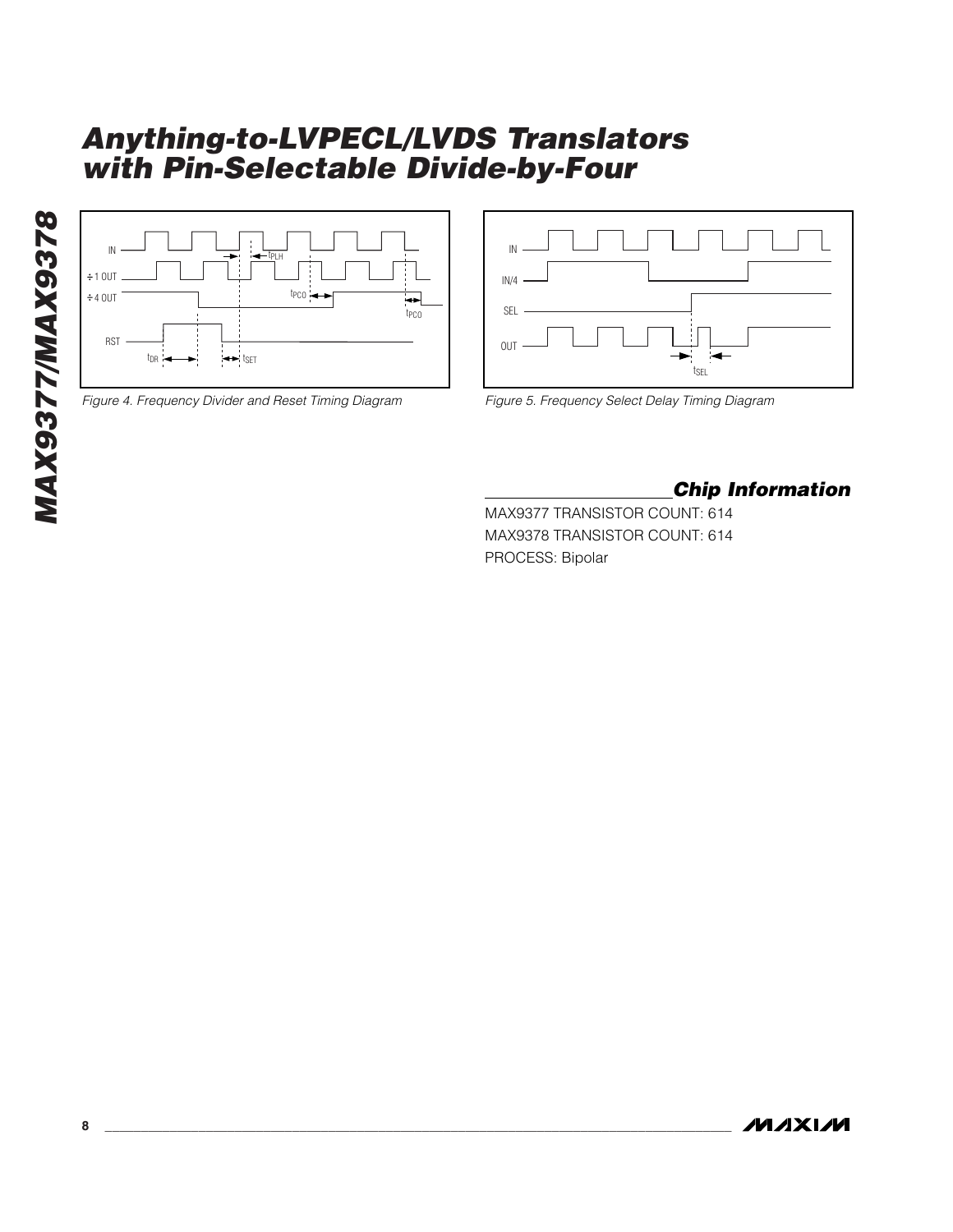Figure 4. Frequency Divider and Reset Timing Diagram

Figure 5. Frequency Select Delay Timing Diagram

## Chip Information

MAX9377 TRANSISTOR COUNT: 614

MAX9378 TRANSISTOR COUNT: 614

PROCESS: Bipolar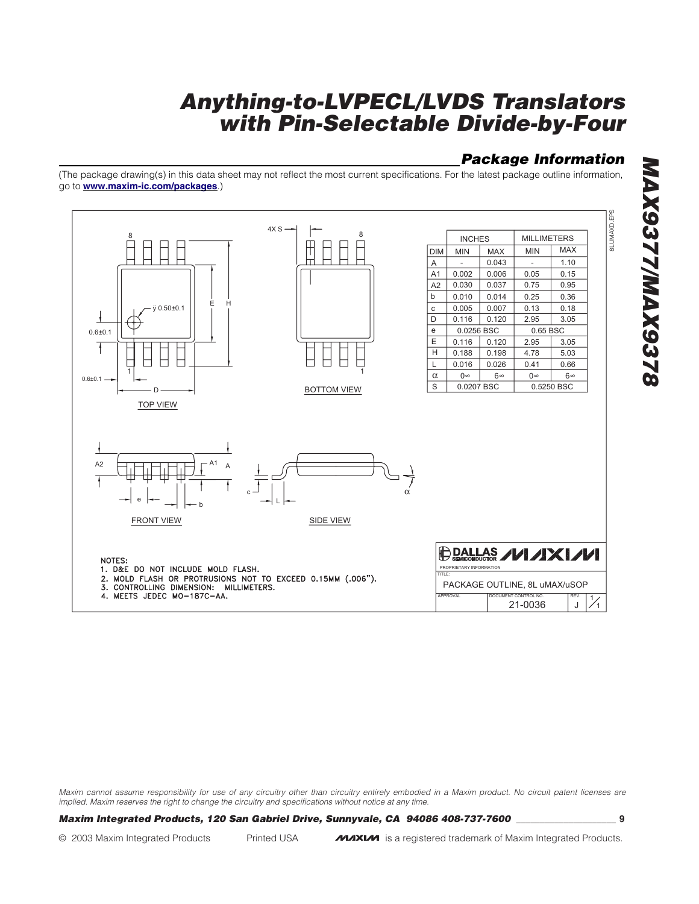## Package Information

(The package drawing(s) in this data sheet may not reflect the most current specifications. For the latest package outline information, go to **www.maxim-ic.com/packages**.)

8
ÿ 0.50±0.1
0.6±0.1
1
0.6±0.1
D
E
H
TOP VIEW

4X S
8
1
BOTTOM VIEW

| | INCHES | | MILLIMETERS | |
|---|---|---|---|---|
| DIM | MIN | MAX | MIN | MAX |
| A | - | 0.043 | - | 1.10 |
| A1 | 0.002 | 0.006 | 0.05 | 0.15 |
| A2 | 0.030 | 0.037 | 0.75 | 0.95 |
| b | 0.010 | 0.014 | 0.25 | 0.36 |
| c | 0.005 | 0.007 | 0.13 | 0.18 |
| D | 0.116 | 0.120 | 2.95 | 3.05 |
| e | 0.0256 BSC | | 0.65 BSC | |
| E | 0.116 | 0.120 | 2.95 | 3.05 |
| H | 0.188 | 0.198 | 4.78 | 5.03 |
| L | 0.016 | 0.026 | 0.41 | 0.66 |
| α | 0∞ | 6∞ | 0∞ | 6∞ |
| S | 0.0207 BSC | | 0.5250 BSC | |

8LUMAXD.EPS

A2
A1
A
e
b
FRONT VIEW

c
L
α
SIDE VIEW

NOTES:
1. D&E DO NOT INCLUDE MOLD FLASH.
2. MOLD FLASH OR PROTRUSIONS NOT TO EXCEED 0.15MM (.006").
3. CONTROLLING DIMENSION: MILLIMETERS.
4. MEETS JEDEC MO-187C-AA.

DALLAS SEMICONDUCTOR MAXIM
PROPRIETARY INFORMATION
TITLE:
PACKAGE OUTLINE, 8L uMAX/uSOP
APPROVAL | DOCUMENT CONTROL NO. 21-0036 | REV. J | 1/1

*Maxim cannot assume responsibility for use of any circuitry other than circuitry entirely embodied in a Maxim product. No circuit patent licenses are implied. Maxim reserves the right to change the circuitry and specifications without notice at any time.*

***Maxim Integrated Products, 120 San Gabriel Drive, Sunnyvale, CA 94086 408-737-7600***

© 2003 Maxim Integrated Products    Printed USA    MAXIM is a registered trademark of Maxim Integrated Products.